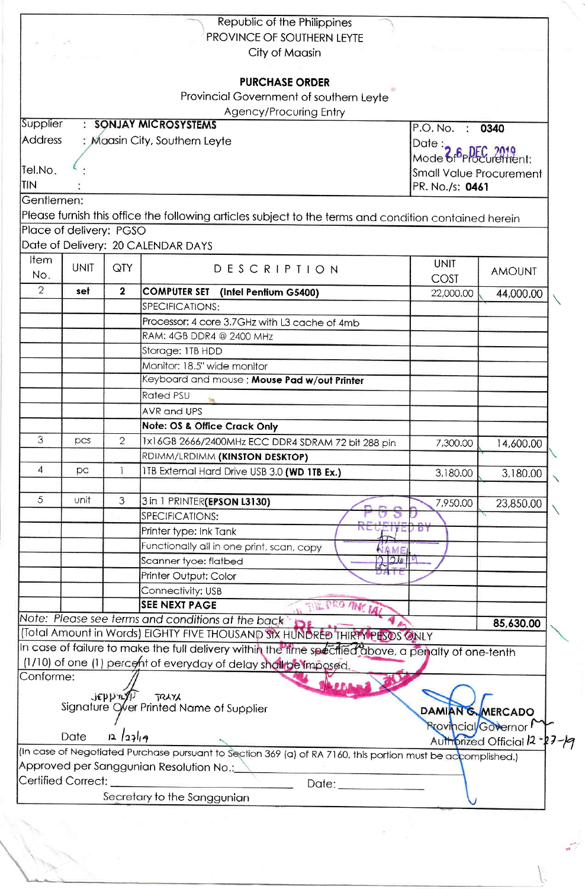Republic of the Philippines
PROVINCE OF SOUTHERN LEYTE
City of Maasin

**PURCHASE ORDER**

Provincial Government of southern Leyte
Agency/Procuring Entry

Supplier : **SONJAY MICROSYSTEMS**
Address : Maasin City, Southern Leyte
Tel.No. :
TIN :

P.O. No. : **0340**
Date : 26 DEC 2019
Mode of Procurement:
Small Value Procurement
PR. No./s: **0461**

Gentlemen:

Please furnish this office the following articles subject to the terms and condition contained herein

Place of delivery: PGSO

Date of Delivery: 20 CALENDAR DAYS

| Item No. | UNIT | QTY | DESCRIPTION | UNIT COST | AMOUNT |
|---|---|---|---|---|---|
| 2 | **set** | **2** | **COMPUTER SET (Intel Pentium G5400)** | 22,000.00 | 44,000.00 |
| | | | SPECIFICATIONS: | | |
| | | | Processor: 4 core 3.7GHz with L3 cache of 4mb | | |
| | | | RAM: 4GB DDR4 @ 2400 MHz | | |
| | | | Storage: 1TB HDD | | |
| | | | Monitor: 18.5" wide monitor | | |
| | | | Keyboard and mouse ; **Mouse Pad w/out Printer** | | |
| | | | Rated PSU | | |
| | | | AVR and UPS | | |
| | | | **Note: OS & Office Crack Only** | | |
| 3 | pcs | 2 | 1x16GB 2666/2400MHz ECC DDR4 SDRAM 72 bit 288 pin | 7,300.00 | 14,600.00 |
| | | | RDIMM/LRDIMM **(KINSTON DESKTOP)** | | |
| 4 | pc | 1 | 1TB External Hard Drive USB 3.0 **(WD 1TB Ex.)** | 3,180.00 | 3,180.00 |
| | | | | | |
| 5 | unit | 3 | 3 in 1 PRINTER**(EPSON L3130)** | 7,950.00 | 23,850.00 |
| | | | SPECIFICATIONS: | | |
| | | | Printer type: Ink Tank | | |
| | | | Functionally all in one print, scan, copy | | |
| | | | Scanner tyoe: flatbed | | |
| | | | Printer Output: Color | | |
| | | | Connectivity: USB | | |
| | | | **SEE NEXT PAGE** | | |

*Note: Please see terms and conditions at the back* **85,630.00**

(Total Amount in Words) EIGHTY FIVE THOUSAND SIX HUNDRED THIRTY PESOS ONLY

In case of failure to make the full delivery within the time specified above, a penalty of one-tenth (1/10) of one (1) percent of everyday of delay shall be imposed.

Conforme:

JEPPY TRAYA
Signature Over Printed Name of Supplier

Date 12/23/19

**DAMIAN G. MERCADO**
Provincial Governor
Authorized Official 12-27-19

(In case of Negotiated Purchase pursuant to Section 369 (a) of RA 7160, this portion must be accomplished.)

Approved per Sanggunian Resolution No.:

Certified Correct: ______________________ Date: ____________

Secretary to the Sanggunian

PGSO RECEIVED BY NAME 12/26/19 DATE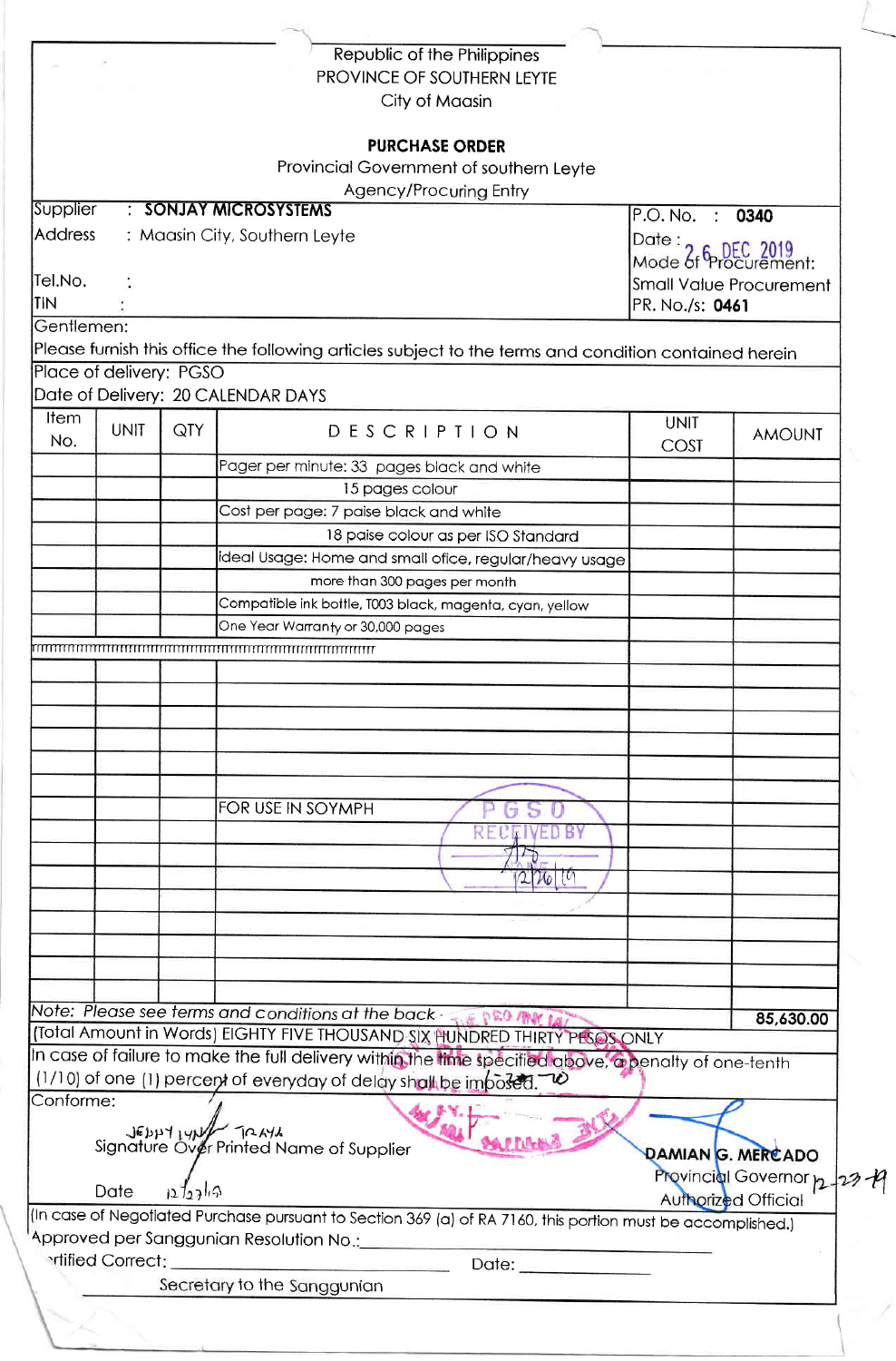Republic of the Philippines
PROVINCE OF SOUTHERN LEYTE
City of Maasin

## PURCHASE ORDER

Provincial Government of southern Leyte
Agency/Procuring Entry

| | |
|---|---|
| Supplier : **SONJAY MICROSYSTEMS** | P.O. No. : **0340** |
| Address : Maasin City, Southern Leyte | Date : 26 DEC 2019 |
| Tel.No. : | Mode of Procurement: Small Value Procurement |
| TIN : | PR. No./s: **0461** |

Gentlemen:

Please furnish this office the following articles subject to the terms and condition contained herein

Place of delivery: PGSO

Date of Delivery: 20 CALENDAR DAYS

| Item No. | UNIT | QTY | DESCRIPTION | UNIT COST | AMOUNT |
|---|---|---|---|---|---|
| | | | Pager per minute: 33 pages black and white | | |
| | | | 15 pages colour | | |
| | | | Cost per page: 7 paise black and white | | |
| | | | 18 paise colour as per ISO Standard | | |
| | | | ideal Usage: Home and small office, regular/heavy usage | | |
| | | | more than 300 pages per month | | |
| | | | Compatible ink bottle, T003 black, magenta, cyan, yellow | | |
| | | | One Year Warranty or 30,000 pages | | |
| rrrrrrrrrrrrrrrrrrrrrrrrrrrrrrrrrrrrrrrrrrrrrrrrrrrrrrrrrrrrrrrrrrrrrrrrrrrrr | | | | | |
| | | | FOR USE IN SOYMPH | | |

PGSO RECEIVED BY 12/26/19

*Note: Please see terms and conditions at the back* — **85,630.00**

(Total Amount in Words) EIGHTY FIVE THOUSAND SIX HUNDRED THIRTY PESOS ONLY

In case of failure to make the full delivery within the time specified above, a penalty of one-tenth (1/10) of one (1) percent of everyday of delay shall be imposed.

Conforme:

JEDDY LYN TRAYA
Signature Over Printed Name of Supplier

Date 12/27/19

**DAMIAN G. MERCADO**
Provincial Governor
Authorized Official
12-23-19

(In case of Negotiated Purchase pursuant to Section 369 (a) of RA 7160, this portion must be accomplished.)

Approved per Sanggunian Resolution No.: ______________________

Certified Correct: ______________________ Date: ____________

Secretary to the Sanggunian